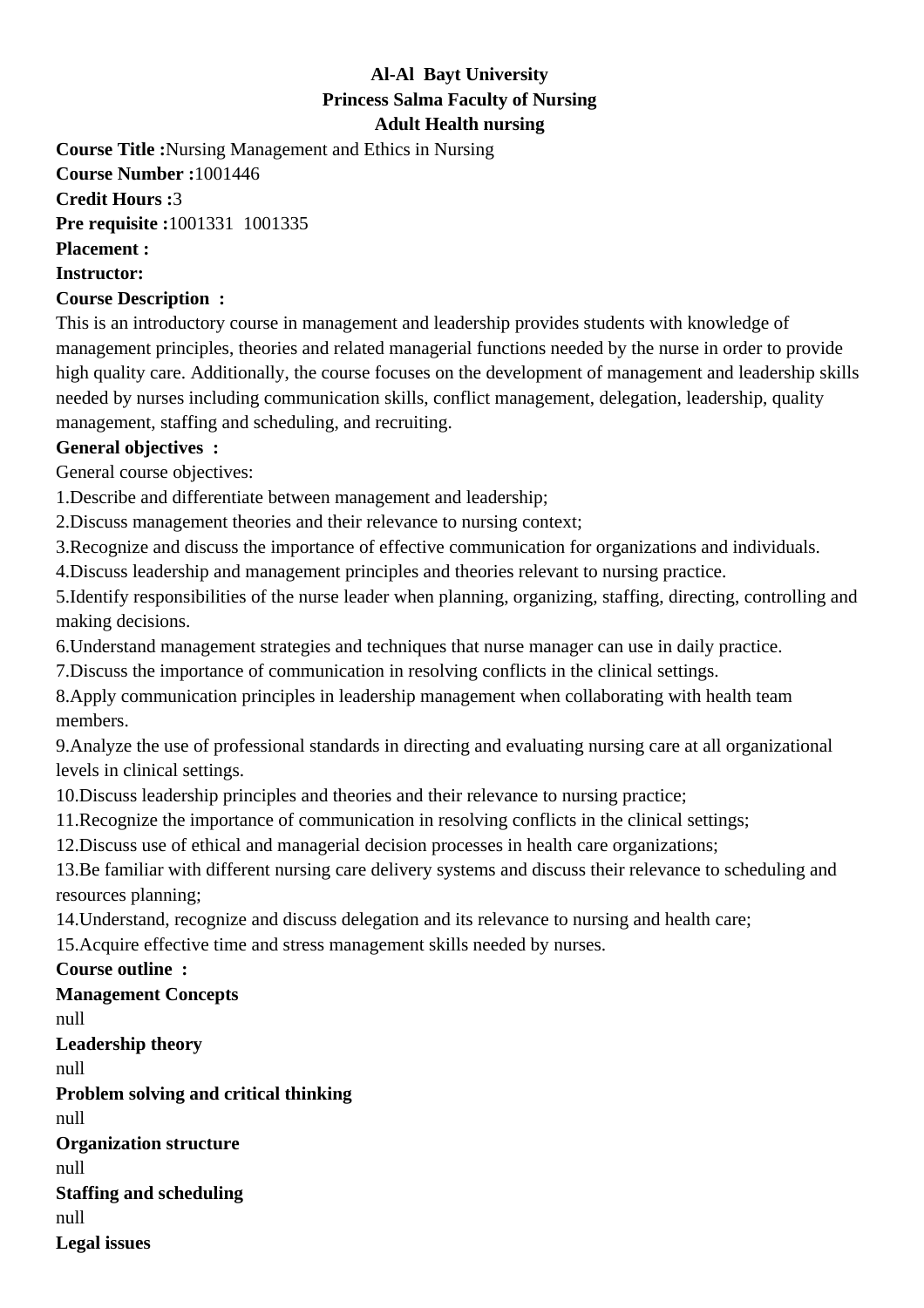**Al-Al Bayt University**
**Princess Salma Faculty of Nursing**
**Adult Health nursing**

**Course Title :**Nursing Management and Ethics in Nursing
**Course Number :**1001446
**Credit Hours :**3
**Pre requisite :**1001331 1001335
**Placement :**
**Instructor:**
**Course Description :**

This is an introductory course in management and leadership provides students with knowledge of management principles, theories and related managerial functions needed by the nurse in order to provide high quality care. Additionally, the course focuses on the development of management and leadership skills needed by nurses including communication skills, conflict management, delegation, leadership, quality management, staffing and scheduling, and recruiting.

**General objectives :**

General course objectives:

1.Describe and differentiate between management and leadership;
2.Discuss management theories and their relevance to nursing context;
3.Recognize and discuss the importance of effective communication for organizations and individuals.
4.Discuss leadership and management principles and theories relevant to nursing practice.
5.Identify responsibilities of the nurse leader when planning, organizing, staffing, directing, controlling and making decisions.
6.Understand management strategies and techniques that nurse manager can use in daily practice.
7.Discuss the importance of communication in resolving conflicts in the clinical settings.
8.Apply communication principles in leadership management when collaborating with health team members.
9.Analyze the use of professional standards in directing and evaluating nursing care at all organizational levels in clinical settings.
10.Discuss leadership principles and theories and their relevance to nursing practice;
11.Recognize the importance of communication in resolving conflicts in the clinical settings;
12.Discuss use of ethical and managerial decision processes in health care organizations;
13.Be familiar with different nursing care delivery systems and discuss their relevance to scheduling and resources planning;
14.Understand, recognize and discuss delegation and its relevance to nursing and health care;
15.Acquire effective time and stress management skills needed by nurses.

**Course outline :**

**Management Concepts**

null

**Leadership theory**

null

**Problem solving and critical thinking**

null

**Organization structure**

null

**Staffing and scheduling**

null

**Legal issues**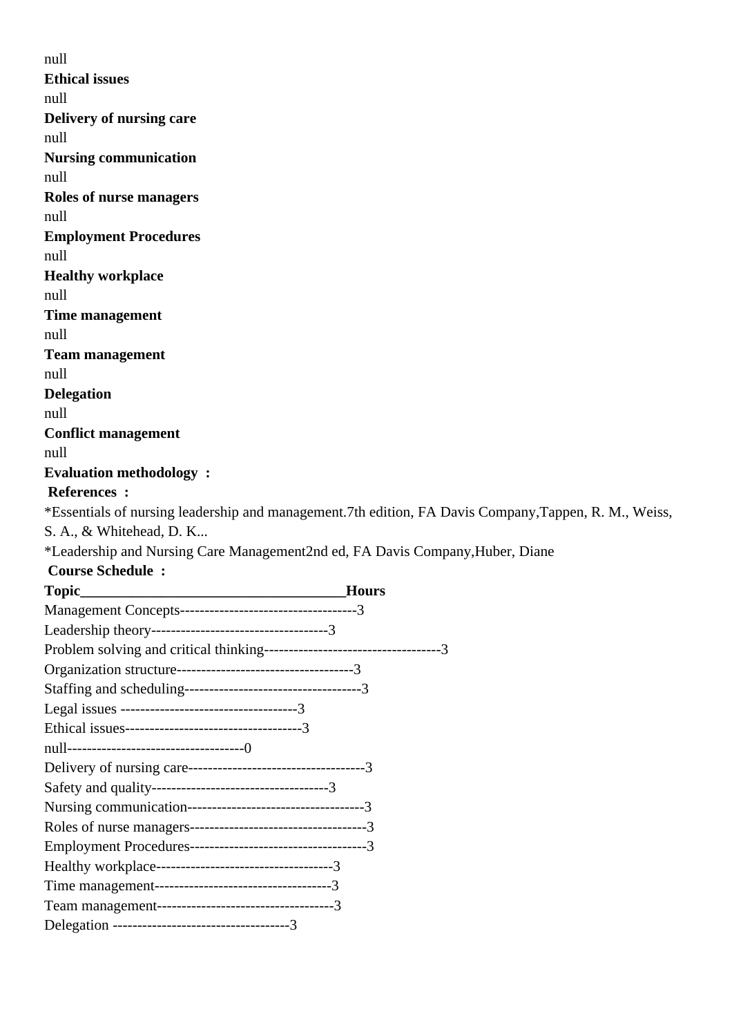null

**Ethical issues**

null

**Delivery of nursing care**

null

**Nursing communication**

null

**Roles of nurse managers**

null

**Employment Procedures**

null

**Healthy workplace**

null

**Time management**

null

**Team management**

null

**Delegation**

null

**Conflict management**

null

**Evaluation methodology :**

**References :**

*Essentials of nursing leadership and management.7th edition, FA Davis Company,Tappen, R. M., Weiss, S. A., & Whitehead, D. K...

*Leadership and Nursing Care Management2nd ed, FA Davis Company,Huber, Diane

**Course Schedule :**

**Topic____________________________________Hours**

Management Concepts------------------------------------3

Leadership theory------------------------------------3

Problem solving and critical thinking------------------------------------3

Organization structure------------------------------------3

Staffing and scheduling------------------------------------3

Legal issues ------------------------------------3

Ethical issues------------------------------------3

null------------------------------------0

Delivery of nursing care------------------------------------3

Safety and quality------------------------------------3

Nursing communication------------------------------------3

Roles of nurse managers------------------------------------3

Employment Procedures------------------------------------3

Healthy workplace------------------------------------3

Time management------------------------------------3

Team management------------------------------------3

Delegation ------------------------------------3